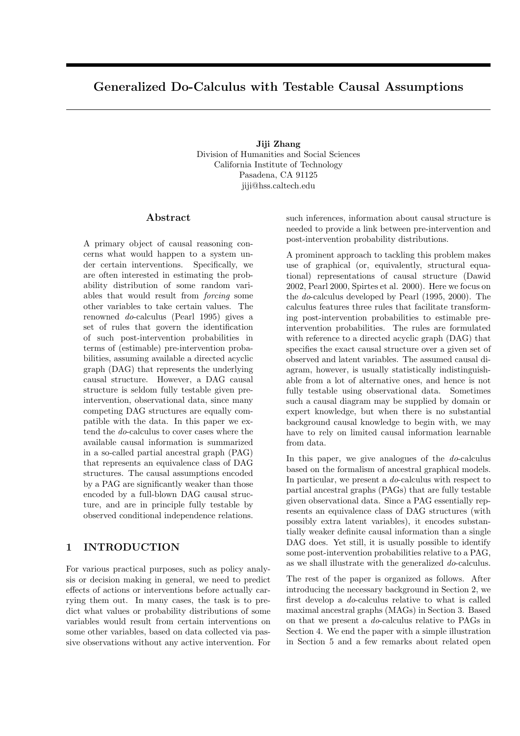# Generalized Do-Calculus with Testable Causal Assumptions

**Jiji Zhang**
Division of Humanities and Social Sciences
California Institute of Technology
Pasadena, CA 91125
jiji@hss.caltech.edu

## Abstract

A primary object of causal reasoning concerns what would happen to a system under certain interventions. Specifically, we are often interested in estimating the probability distribution of some random variables that would result from *forcing* some other variables to take certain values. The renowned *do*-calculus (Pearl 1995) gives a set of rules that govern the identification of such post-intervention probabilities in terms of (estimable) pre-intervention probabilities, assuming available a directed acyclic graph (DAG) that represents the underlying causal structure. However, a DAG causal structure is seldom fully testable given pre-intervention, observational data, since many competing DAG structures are equally compatible with the data. In this paper we extend the *do*-calculus to cover cases where the available causal information is summarized in a so-called partial ancestral graph (PAG) that represents an equivalence class of DAG structures. The causal assumptions encoded by a PAG are significantly weaker than those encoded by a full-blown DAG causal structure, and are in principle fully testable by observed conditional independence relations.

## 1 INTRODUCTION

For various practical purposes, such as policy analysis or decision making in general, we need to predict effects of actions or interventions before actually carrying them out. In many cases, the task is to predict what values or probability distributions of some variables would result from certain interventions on some other variables, based on data collected via passive observations without any active intervention. For such inferences, information about causal structure is needed to provide a link between pre-intervention and post-intervention probability distributions.

A prominent approach to tackling this problem makes use of graphical (or, equivalently, structural equational) representations of causal structure (Dawid 2002, Pearl 2000, Spirtes et al. 2000). Here we focus on the *do*-calculus developed by Pearl (1995, 2000). The calculus features three rules that facilitate transforming post-intervention probabilities to estimable pre-intervention probabilities. The rules are formulated with reference to a directed acyclic graph (DAG) that specifies the exact causal structure over a given set of observed and latent variables. The assumed causal diagram, however, is usually statistically indistinguishable from a lot of alternative ones, and hence is not fully testable using observational data. Sometimes such a causal diagram may be supplied by domain or expert knowledge, but when there is no substantial background causal knowledge to begin with, we may have to rely on limited causal information learnable from data.

In this paper, we give analogues of the *do*-calculus based on the formalism of ancestral graphical models. In particular, we present a *do*-calculus with respect to partial ancestral graphs (PAGs) that are fully testable given observational data. Since a PAG essentially represents an equivalence class of DAG structures (with possibly extra latent variables), it encodes substantially weaker definite causal information than a single DAG does. Yet still, it is usually possible to identify some post-intervention probabilities relative to a PAG, as we shall illustrate with the generalized *do*-calculus.

The rest of the paper is organized as follows. After introducing the necessary background in Section 2, we first develop a *do*-calculus relative to what is called maximal ancestral graphs (MAGs) in Section 3. Based on that we present a *do*-calculus relative to PAGs in Section 4. We end the paper with a simple illustration in Section 5 and a few remarks about related open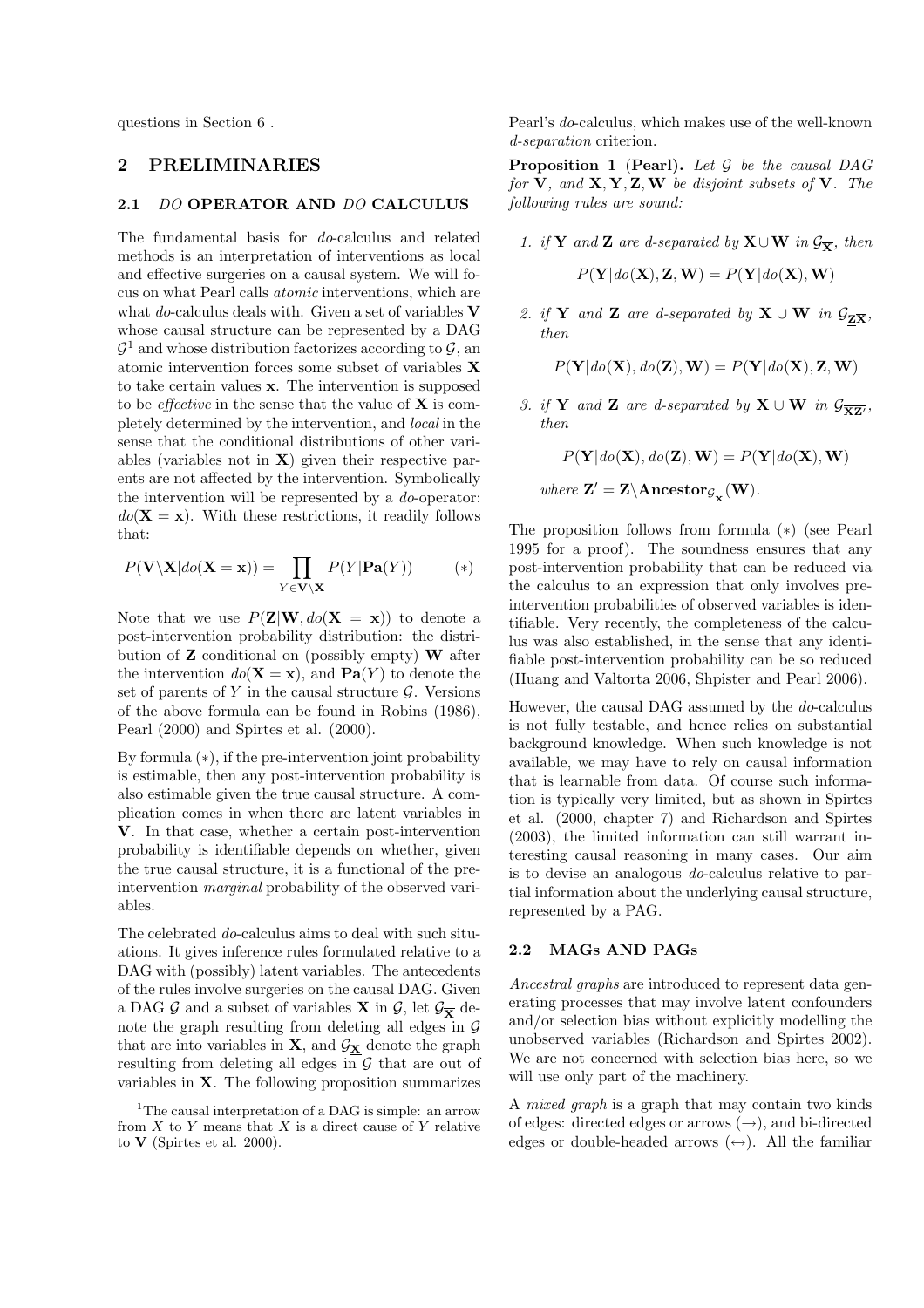questions in Section 6 .

## 2 PRELIMINARIES

### 2.1 *DO* OPERATOR AND *DO* CALCULUS

The fundamental basis for *do*-calculus and related methods is an interpretation of interventions as local and effective surgeries on a causal system. We will focus on what Pearl calls *atomic* interventions, which are what *do*-calculus deals with. Given a set of variables $\mathbf{V}$ whose causal structure can be represented by a DAG $\mathcal{G}$[1] and whose distribution factorizes according to $\mathcal{G}$, an atomic intervention forces some subset of variables $\mathbf{X}$ to take certain values $\mathbf{x}$. The intervention is supposed to be *effective* in the sense that the value of $\mathbf{X}$ is completely determined by the intervention, and *local* in the sense that the conditional distributions of other variables (variables not in $\mathbf{X}$) given their respective parents are not affected by the intervention. Symbolically the intervention will be represented by a *do*-operator: $do(\mathbf{X} = \mathbf{x})$. With these restrictions, it readily follows that:

$$P(\mathbf{V}\backslash\mathbf{X}|do(\mathbf{X} = \mathbf{x})) = \prod_{Y \in \mathbf{V}\backslash\mathbf{X}} P(Y|\mathbf{Pa}(Y)) \qquad (*)$$

Note that we use $P(\mathbf{Z}|\mathbf{W}, do(\mathbf{X} = \mathbf{x}))$ to denote a post-intervention probability distribution: the distribution of $\mathbf{Z}$ conditional on (possibly empty) $\mathbf{W}$ after the intervention $do(\mathbf{X} = \mathbf{x})$, and $\mathbf{Pa}(Y)$ to denote the set of parents of $Y$ in the causal structure $\mathcal{G}$. Versions of the above formula can be found in Robins (1986), Pearl (2000) and Spirtes et al. (2000).

By formula $(*)$, if the pre-intervention joint probability is estimable, then any post-intervention probability is also estimable given the true causal structure. A complication comes in when there are latent variables in $\mathbf{V}$. In that case, whether a certain post-intervention probability is identifiable depends on whether, given the true causal structure, it is a functional of the pre-intervention *marginal* probability of the observed variables.

The celebrated *do*-calculus aims to deal with such situations. It gives inference rules formulated relative to a DAG with (possibly) latent variables. The antecedents of the rules involve surgeries on the causal DAG. Given a DAG $\mathcal{G}$ and a subset of variables $\mathbf{X}$ in $\mathcal{G}$, let $\mathcal{G}_{\overline{\mathbf{X}}}$ denote the graph resulting from deleting all edges in $\mathcal{G}$ that are into variables in $\mathbf{X}$, and $\mathcal{G}_{\underline{\mathbf{X}}}$ denote the graph resulting from deleting all edges in $\mathcal{G}$ that are out of variables in $\mathbf{X}$. The following proposition summarizes Pearl's *do*-calculus, which makes use of the well-known *d-separation* criterion.

**Proposition 1 (Pearl).** *Let $\mathcal{G}$ be the causal DAG for $\mathbf{V}$, and $\mathbf{X}, \mathbf{Y}, \mathbf{Z}, \mathbf{W}$ be disjoint subsets of $\mathbf{V}$. The following rules are sound:*

1. *if $\mathbf{Y}$ and $\mathbf{Z}$ are d-separated by $\mathbf{X} \cup \mathbf{W}$ in $\mathcal{G}_{\overline{\mathbf{X}}}$, then*

   $$P(\mathbf{Y}|do(\mathbf{X}), \mathbf{Z}, \mathbf{W}) = P(\mathbf{Y}|do(\mathbf{X}), \mathbf{W})$$

2. *if $\mathbf{Y}$ and $\mathbf{Z}$ are d-separated by $\mathbf{X} \cup \mathbf{W}$ in $\mathcal{G}_{\underline{\mathbf{Z}}\overline{\mathbf{X}}}$, then*

   $$P(\mathbf{Y}|do(\mathbf{X}), do(\mathbf{Z}), \mathbf{W}) = P(\mathbf{Y}|do(\mathbf{X}), \mathbf{Z}, \mathbf{W})$$

3. *if $\mathbf{Y}$ and $\mathbf{Z}$ are d-separated by $\mathbf{X} \cup \mathbf{W}$ in $\mathcal{G}_{\overline{\mathbf{X}\mathbf{Z}'}}$, then*

   $$P(\mathbf{Y}|do(\mathbf{X}), do(\mathbf{Z}), \mathbf{W}) = P(\mathbf{Y}|do(\mathbf{X}), \mathbf{W})$$

   *where $\mathbf{Z}' = \mathbf{Z}\backslash\mathbf{Ancestor}_{\mathcal{G}_{\overline{\mathbf{X}}}}(\mathbf{W})$.*

The proposition follows from formula $(*)$ (see Pearl 1995 for a proof). The soundness ensures that any post-intervention probability that can be reduced via the calculus to an expression that only involves pre-intervention probabilities of observed variables is identifiable. Very recently, the completeness of the calculus was also established, in the sense that any identifiable post-intervention probability can be so reduced (Huang and Valtorta 2006, Shpister and Pearl 2006).

However, the causal DAG assumed by the *do*-calculus is not fully testable, and hence relies on substantial background knowledge. When such knowledge is not available, we may have to rely on causal information that is learnable from data. Of course such information is typically very limited, but as shown in Spirtes et al. (2000, chapter 7) and Richardson and Spirtes (2003), the limited information can still warrant interesting causal reasoning in many cases. Our aim is to devise an analogous *do*-calculus relative to partial information about the underlying causal structure, represented by a PAG.

### 2.2 MAGs AND PAGs

*Ancestral graphs* are introduced to represent data generating processes that may involve latent confounders and/or selection bias without explicitly modelling the unobserved variables (Richardson and Spirtes 2002). We are not concerned with selection bias here, so we will use only part of the machinery.

A *mixed graph* is a graph that may contain two kinds of edges: directed edges or arrows ($\rightarrow$), and bi-directed edges or double-headed arrows ($\leftrightarrow$). All the familiar

[1] The causal interpretation of a DAG is simple: an arrow from $X$ to $Y$ means that $X$ is a direct cause of $Y$ relative to $\mathbf{V}$ (Spirtes et al. 2000).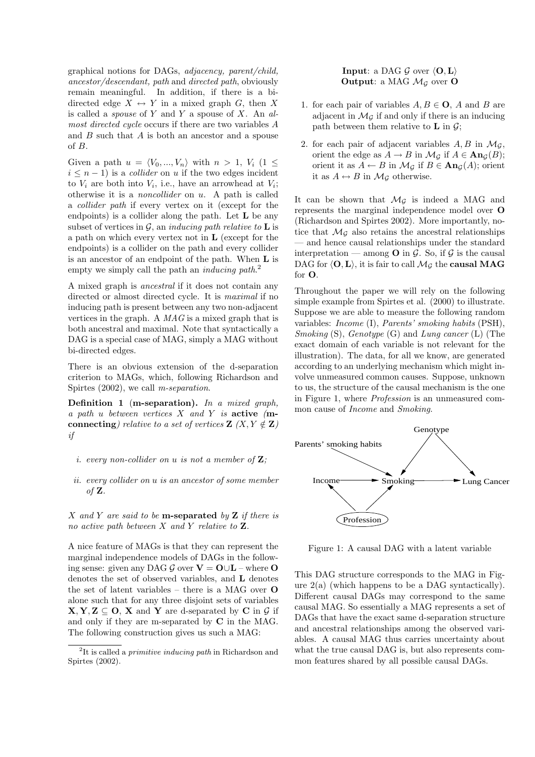graphical notions for DAGs, *adjacency, parent/child, ancestor/descendant, path* and *directed path*, obviously remain meaningful. In addition, if there is a bi-directed edge $X \leftrightarrow Y$ in a mixed graph $G$, then $X$ is called a *spouse* of $Y$ and $Y$ a spouse of $X$. An *almost directed cycle* occurs if there are two variables $A$ and $B$ such that $A$ is both an ancestor and a spouse of $B$.

Given a path $u = \langle V_0, ..., V_n \rangle$ with $n > 1$, $V_i$ ($1 \leq i \leq n-1$) is a *collider* on $u$ if the two edges incident to $V_i$ are both into $V_i$, i.e., have an arrowhead at $V_i$; otherwise it is a *noncollider* on $u$. A path is called a *collider path* if every vertex on it (except for the endpoints) is a collider along the path. Let $\mathbf{L}$ be any subset of vertices in $\mathcal{G}$, an *inducing path relative to* $\mathbf{L}$ is a path on which every vertex not in $\mathbf{L}$ (except for the endpoints) is a collider on the path and every collider is an ancestor of an endpoint of the path. When $\mathbf{L}$ is empty we simply call the path an *inducing path*.[2]

A mixed graph is *ancestral* if it does not contain any directed or almost directed cycle. It is *maximal* if no inducing path is present between any two non-adjacent vertices in the graph. A *MAG* is a mixed graph that is both ancestral and maximal. Note that syntactically a DAG is a special case of MAG, simply a MAG without bi-directed edges.

There is an obvious extension of the d-separation criterion to MAGs, which, following Richardson and Spirtes (2002), we call *m-separation*.

**Definition 1** **(m-separation).** *In a mixed graph, a path $u$ between vertices $X$ and $Y$ is* **active** *(***m-connecting***) relative to a set of vertices $\mathbf{Z}$ ($X, Y \notin \mathbf{Z}$) if*

*i. every non-collider on $u$ is not a member of $\mathbf{Z}$;*

*ii. every collider on $u$ is an ancestor of some member of $\mathbf{Z}$.*

*$X$ and $Y$ are said to be* **m-separated** *by $\mathbf{Z}$ if there is no active path between $X$ and $Y$ relative to $\mathbf{Z}$.*

A nice feature of MAGs is that they can represent the marginal independence models of DAGs in the following sense: given any DAG $\mathcal{G}$ over $\mathbf{V} = \mathbf{O} \cup \mathbf{L}$ – where $\mathbf{O}$ denotes the set of observed variables, and $\mathbf{L}$ denotes the set of latent variables – there is a MAG over $\mathbf{O}$ alone such that for any three disjoint sets of variables $\mathbf{X}, \mathbf{Y}, \mathbf{Z} \subseteq \mathbf{O}$, $\mathbf{X}$ and $\mathbf{Y}$ are d-separated by $\mathbf{C}$ in $\mathcal{G}$ if and only if they are m-separated by $\mathbf{C}$ in the MAG. The following construction gives us such a MAG:

[2] It is called a *primitive inducing path* in Richardson and Spirtes (2002).

**Input**: a DAG $\mathcal{G}$ over $\langle \mathbf{O}, \mathbf{L} \rangle$
**Output**: a MAG $\mathcal{M}_{\mathcal{G}}$ over $\mathbf{O}$

1. for each pair of variables $A, B \in \mathbf{O}$, $A$ and $B$ are adjacent in $\mathcal{M}_{\mathcal{G}}$ if and only if there is an inducing path between them relative to $\mathbf{L}$ in $\mathcal{G}$;
2. for each pair of adjacent variables $A, B$ in $\mathcal{M}_{\mathcal{G}}$, orient the edge as $A \rightarrow B$ in $\mathcal{M}_{\mathcal{G}}$ if $A \in \mathbf{An}_{\mathcal{G}}(B)$; orient it as $A \leftarrow B$ in $\mathcal{M}_{\mathcal{G}}$ if $B \in \mathbf{An}_{\mathcal{G}}(A)$; orient it as $A \leftrightarrow B$ in $\mathcal{M}_{\mathcal{G}}$ otherwise.

It can be shown that $\mathcal{M}_{\mathcal{G}}$ is indeed a MAG and represents the marginal independence model over $\mathbf{O}$ (Richardson and Spirtes 2002). More importantly, notice that $\mathcal{M}_{\mathcal{G}}$ also retains the ancestral relationships — and hence causal relationships under the standard interpretation — among $\mathbf{O}$ in $\mathcal{G}$. So, if $\mathcal{G}$ is the causal DAG for $\langle \mathbf{O}, \mathbf{L} \rangle$, it is fair to call $\mathcal{M}_{\mathcal{G}}$ the **causal MAG** for $\mathbf{O}$.

Throughout the paper we will rely on the following simple example from Spirtes et al. (2000) to illustrate. Suppose we are able to measure the following random variables: *Income* (I), *Parents' smoking habits* (PSH), *Smoking* (S), *Genotype* (G) and *Lung cancer* (L) (The exact domain of each variable is not relevant for the illustration). The data, for all we know, are generated according to an underlying mechanism which might involve unmeasured common causes. Suppose, unknown to us, the structure of the causal mechanism is the one in Figure 1, where *Profession* is an unmeasured common cause of *Income* and *Smoking*.

Figure 1: A causal DAG with a latent variable

This DAG structure corresponds to the MAG in Figure 2(a) (which happens to be a DAG syntactically). Different causal DAGs may correspond to the same causal MAG. So essentially a MAG represents a set of DAGs that have the exact same d-separation structure and ancestral relationships among the observed variables. A causal MAG thus carries uncertainty about what the true causal DAG is, but also represents common features shared by all possible causal DAGs.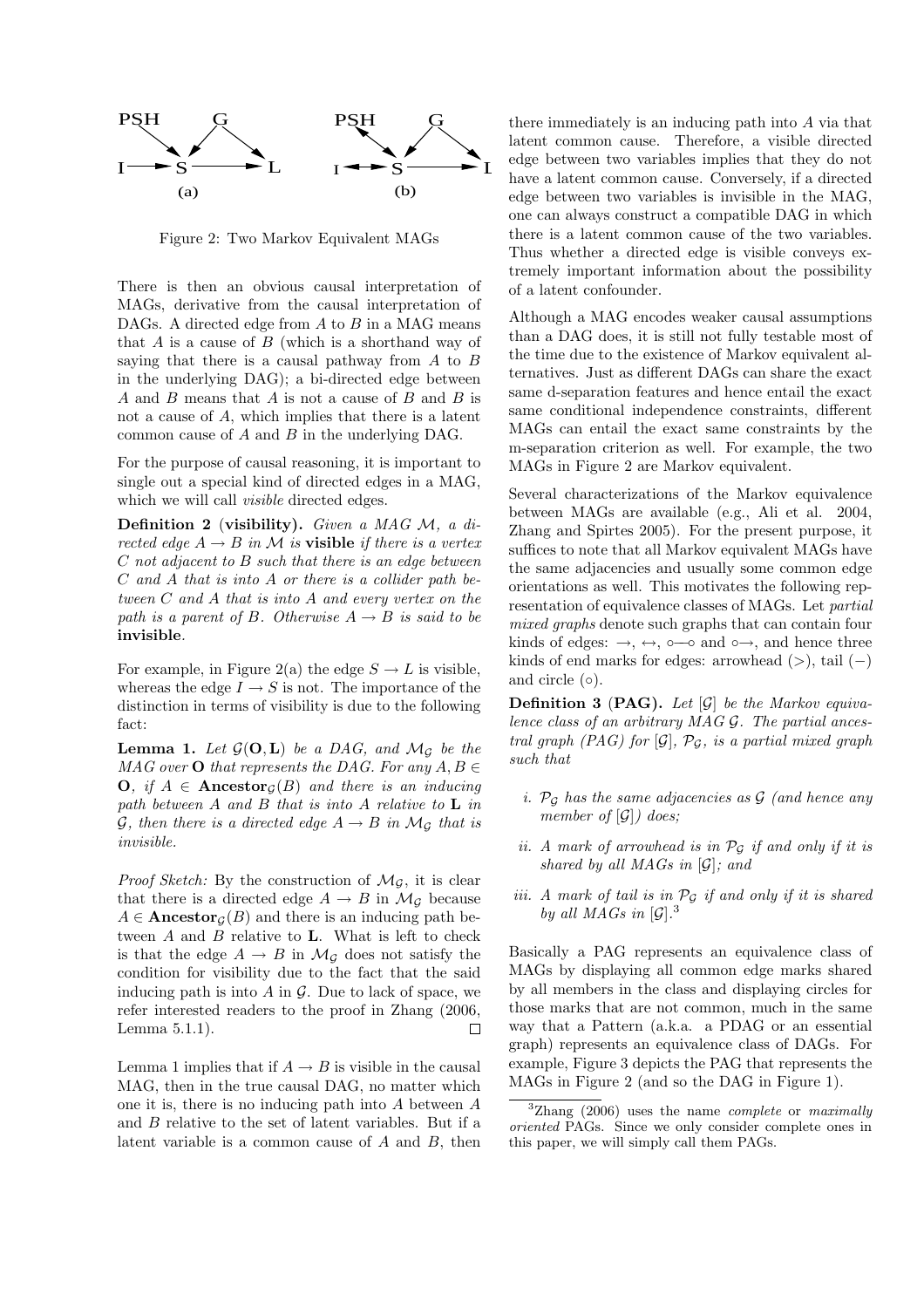Figure 2: Two Markov Equivalent MAGs

There is then an obvious causal interpretation of MAGs, derivative from the causal interpretation of DAGs. A directed edge from $A$ to $B$ in a MAG means that $A$ is a cause of $B$ (which is a shorthand way of saying that there is a causal pathway from $A$ to $B$ in the underlying DAG); a bi-directed edge between $A$ and $B$ means that $A$ is not a cause of $B$ and $B$ is not a cause of $A$, which implies that there is a latent common cause of $A$ and $B$ in the underlying DAG.

For the purpose of causal reasoning, it is important to single out a special kind of directed edges in a MAG, which we will call *visible* directed edges.

**Definition 2 (visibility).** *Given a MAG $\mathcal{M}$, a directed edge $A \to B$ in $\mathcal{M}$ is* **visible** *if there is a vertex $C$ not adjacent to $B$ such that there is an edge between $C$ and $A$ that is into $A$ or there is a collider path between $C$ and $A$ that is into $A$ and every vertex on the path is a parent of $B$. Otherwise $A \to B$ is said to be* **invisible**.

For example, in Figure 2(a) the edge $S \to L$ is visible, whereas the edge $I \to S$ is not. The importance of the distinction in terms of visibility is due to the following fact:

**Lemma 1.** *Let $\mathcal{G}(\mathbf{O}, \mathbf{L})$ be a DAG, and $\mathcal{M}_\mathcal{G}$ be the MAG over $\mathbf{O}$ that represents the DAG. For any $A, B \in \mathbf{O}$, if $A \in \mathbf{Ancestor}_\mathcal{G}(B)$ and there is an inducing path between $A$ and $B$ that is into $A$ relative to $\mathbf{L}$ in $\mathcal{G}$, then there is a directed edge $A \to B$ in $\mathcal{M}_\mathcal{G}$ that is invisible.*

*Proof Sketch:* By the construction of $\mathcal{M}_\mathcal{G}$, it is clear that there is a directed edge $A \to B$ in $\mathcal{M}_\mathcal{G}$ because $A \in \mathbf{Ancestor}_\mathcal{G}(B)$ and there is an inducing path between $A$ and $B$ relative to $\mathbf{L}$. What is left to check is that the edge $A \to B$ in $\mathcal{M}_\mathcal{G}$ does not satisfy the condition for visibility due to the fact that the said inducing path is into $A$ in $\mathcal{G}$. Due to lack of space, we refer interested readers to the proof in Zhang (2006, Lemma 5.1.1). $\square$

Lemma 1 implies that if $A \to B$ is visible in the causal MAG, then in the true causal DAG, no matter which one it is, there is no inducing path into $A$ between $A$ and $B$ relative to the set of latent variables. But if a latent variable is a common cause of $A$ and $B$, then there immediately is an inducing path into $A$ via that latent common cause. Therefore, a visible directed edge between two variables implies that they do not have a latent common cause. Conversely, if a directed edge between two variables is invisible in the MAG, one can always construct a compatible DAG in which there is a latent common cause of the two variables. Thus whether a directed edge is visible conveys extremely important information about the possibility of a latent confounder.

Although a MAG encodes weaker causal assumptions than a DAG does, it is still not fully testable most of the time due to the existence of Markov equivalent alternatives. Just as different DAGs can share the exact same d-separation features and hence entail the exact same conditional independence constraints, different MAGs can entail the exact same constraints by the m-separation criterion as well. For example, the two MAGs in Figure 2 are Markov equivalent.

Several characterizations of the Markov equivalence between MAGs are available (e.g., Ali et al. 2004, Zhang and Spirtes 2005). For the present purpose, it suffices to note that all Markov equivalent MAGs have the same adjacencies and usually some common edge orientations as well. This motivates the following representation of equivalence classes of MAGs. Let *partial mixed graphs* denote such graphs that can contain four kinds of edges: $\to$, $\leftrightarrow$, $\circ\!\!-\!\!\circ$ and $\circ\!\!\to$, and hence three kinds of end marks for edges: arrowhead ($>$), tail ($-$) and circle ($\circ$).

**Definition 3 (PAG).** *Let $[\mathcal{G}]$ be the Markov equivalence class of an arbitrary MAG $\mathcal{G}$. The partial ancestral graph (PAG) for $[\mathcal{G}]$, $\mathcal{P}_\mathcal{G}$, is a partial mixed graph such that*

*i. $\mathcal{P}_\mathcal{G}$ has the same adjacencies as $\mathcal{G}$ (and hence any member of $[\mathcal{G}]$) does;*

*ii. A mark of arrowhead is in $\mathcal{P}_\mathcal{G}$ if and only if it is shared by all MAGs in $[\mathcal{G}]$; and*

*iii. A mark of tail is in $\mathcal{P}_\mathcal{G}$ if and only if it is shared by all MAGs in $[\mathcal{G}]$.*[3]

Basically a PAG represents an equivalence class of MAGs by displaying all common edge marks shared by all members in the class and displaying circles for those marks that are not common, much in the same way that a Pattern (a.k.a. a PDAG or an essential graph) represents an equivalence class of DAGs. For example, Figure 3 depicts the PAG that represents the MAGs in Figure 2 (and so the DAG in Figure 1).

[3] Zhang (2006) uses the name *complete* or *maximally oriented* PAGs. Since we only consider complete ones in this paper, we will simply call them PAGs.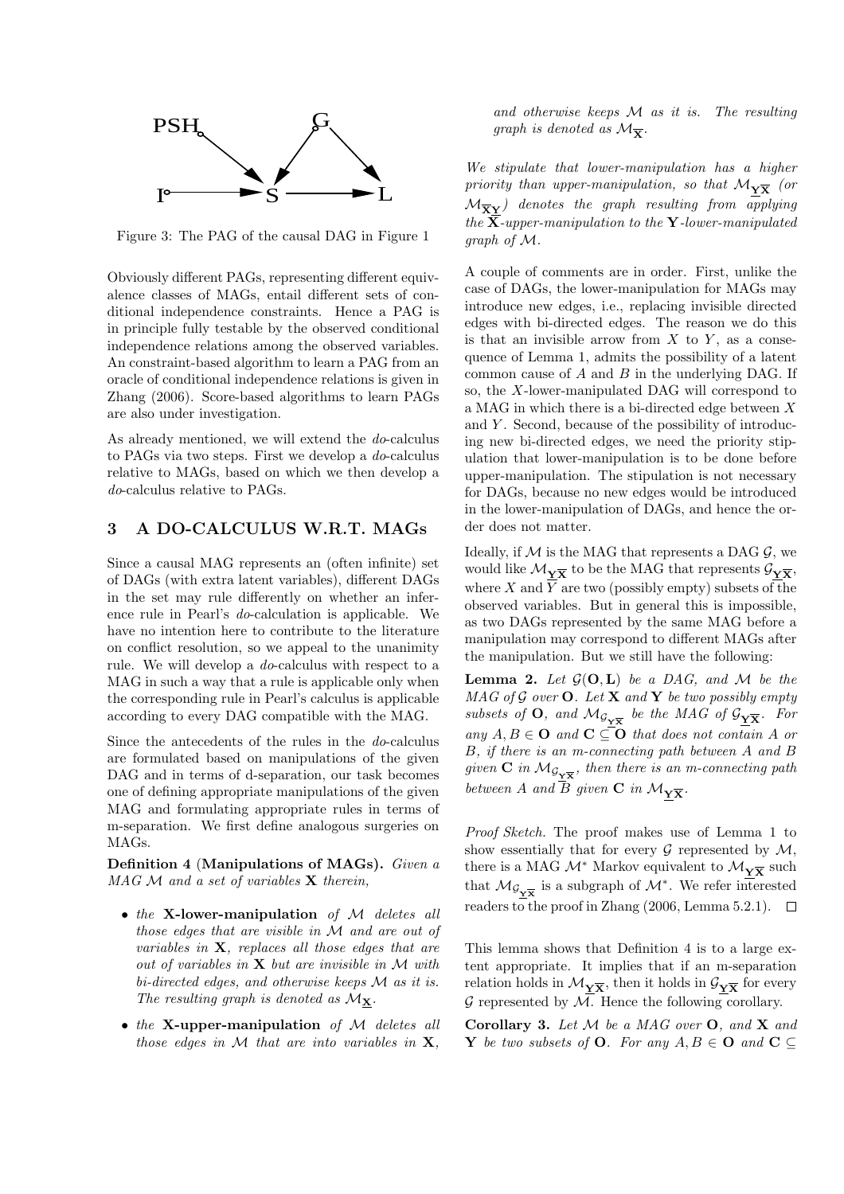Figure 3: The PAG of the causal DAG in Figure 1

Obviously different PAGs, representing different equivalence classes of MAGs, entail different sets of conditional independence constraints. Hence a PAG is in principle fully testable by the observed conditional independence relations among the observed variables. An constraint-based algorithm to learn a PAG from an oracle of conditional independence relations is given in Zhang (2006). Score-based algorithms to learn PAGs are also under investigation.

As already mentioned, we will extend the *do*-calculus to PAGs via two steps. First we develop a *do*-calculus relative to MAGs, based on which we then develop a *do*-calculus relative to PAGs.

## 3 A DO-CALCULUS W.R.T. MAGs

Since a causal MAG represents an (often infinite) set of DAGs (with extra latent variables), different DAGs in the set may rule differently on whether an inference rule in Pearl's *do*-calculation is applicable. We have no intention here to contribute to the literature on conflict resolution, so we appeal to the unanimity rule. We will develop a *do*-calculus with respect to a MAG in such a way that a rule is applicable only when the corresponding rule in Pearl's calculus is applicable according to every DAG compatible with the MAG.

Since the antecedents of the rules in the *do*-calculus are formulated based on manipulations of the given DAG and in terms of d-separation, our task becomes one of defining appropriate manipulations of the given MAG and formulating appropriate rules in terms of m-separation. We first define analogous surgeries on MAGs.

**Definition 4 (Manipulations of MAGs).** *Given a MAG $\mathcal{M}$ and a set of variables $\mathbf{X}$ therein,*

- *the* **X-lower-manipulation** *of $\mathcal{M}$ deletes all those edges that are visible in $\mathcal{M}$ and are out of variables in $\mathbf{X}$, replaces all those edges that are out of variables in $\mathbf{X}$ but are invisible in $\mathcal{M}$ with bi-directed edges, and otherwise keeps $\mathcal{M}$ as it is. The resulting graph is denoted as $\mathcal{M}_{\underline{\mathbf{X}}}$.*
- *the* **X-upper-manipulation** *of $\mathcal{M}$ deletes all those edges in $\mathcal{M}$ that are into variables in $\mathbf{X}$, and otherwise keeps $\mathcal{M}$ as it is. The resulting graph is denoted as $\mathcal{M}_{\overline{\mathbf{X}}}$.*

*We stipulate that lower-manipulation has a higher priority than upper-manipulation, so that $\mathcal{M}_{\underline{\mathbf{Y}}\overline{\mathbf{X}}}$ (or $\mathcal{M}_{\overline{\mathbf{X}}\underline{\mathbf{Y}}}$) denotes the graph resulting from applying the $\overline{\mathbf{X}}$-upper-manipulation to the $\mathbf{Y}$-lower-manipulated graph of $\mathcal{M}$.*

A couple of comments are in order. First, unlike the case of DAGs, the lower-manipulation for MAGs may introduce new edges, i.e., replacing invisible directed edges with bi-directed edges. The reason we do this is that an invisible arrow from $X$ to $Y$, as a consequence of Lemma 1, admits the possibility of a latent common cause of $A$ and $B$ in the underlying DAG. If so, the $X$-lower-manipulated DAG will correspond to a MAG in which there is a bi-directed edge between $X$ and $Y$. Second, because of the possibility of introducing new bi-directed edges, we need the priority stipulation that lower-manipulation is to be done before upper-manipulation. The stipulation is not necessary for DAGs, because no new edges would be introduced in the lower-manipulation of DAGs, and hence the order does not matter.

Ideally, if $\mathcal{M}$ is the MAG that represents a DAG $\mathcal{G}$, we would like $\mathcal{M}_{\underline{\mathbf{Y}}\overline{\mathbf{X}}}$ to be the MAG that represents $\mathcal{G}_{\underline{\mathbf{Y}}\overline{\mathbf{X}}}$, where $X$ and $Y$ are two (possibly empty) subsets of the observed variables. But in general this is impossible, as two DAGs represented by the same MAG before a manipulation may correspond to different MAGs after the manipulation. But we still have the following:

**Lemma 2.** *Let $\mathcal{G}(\mathbf{O}, \mathbf{L})$ be a DAG, and $\mathcal{M}$ be the MAG of $\mathcal{G}$ over $\mathbf{O}$. Let $\mathbf{X}$ and $\mathbf{Y}$ be two possibly empty subsets of $\mathbf{O}$, and $\mathcal{M}_{\mathcal{G}_{\underline{\mathbf{Y}}\overline{\mathbf{X}}}}$ be the MAG of $\mathcal{G}_{\underline{\mathbf{Y}}\overline{\mathbf{X}}}$. For any $A, B \in \mathbf{O}$ and $\mathbf{C} \subseteq \mathbf{O}$ that does not contain $A$ or $B$, if there is an m-connecting path between $A$ and $B$ given $\mathbf{C}$ in $\mathcal{M}_{\mathcal{G}_{\underline{\mathbf{Y}}\overline{\mathbf{X}}}}$, then there is an m-connecting path between $A$ and $B$ given $\mathbf{C}$ in $\mathcal{M}_{\underline{\mathbf{Y}}\overline{\mathbf{X}}}$.*

*Proof Sketch.* The proof makes use of Lemma 1 to show essentially that for every $\mathcal{G}$ represented by $\mathcal{M}$, there is a MAG $\mathcal{M}^*$ Markov equivalent to $\mathcal{M}_{\underline{\mathbf{Y}}\overline{\mathbf{X}}}$ such that $\mathcal{M}_{\mathcal{G}_{\underline{\mathbf{Y}}\overline{\mathbf{X}}}}$ is a subgraph of $\mathcal{M}^*$. We refer interested readers to the proof in Zhang (2006, Lemma 5.2.1). $\square$

This lemma shows that Definition 4 is to a large extent appropriate. It implies that if an m-separation relation holds in $\mathcal{M}_{\underline{\mathbf{Y}}\overline{\mathbf{X}}}$, then it holds in $\mathcal{G}_{\underline{\mathbf{Y}}\overline{\mathbf{X}}}$ for every $\mathcal{G}$ represented by $\mathcal{M}$. Hence the following corollary.

**Corollary 3.** *Let $\mathcal{M}$ be a MAG over $\mathbf{O}$, and $\mathbf{X}$ and $\mathbf{Y}$ be two subsets of $\mathbf{O}$. For any $A, B \in \mathbf{O}$ and $\mathbf{C} \subseteq$*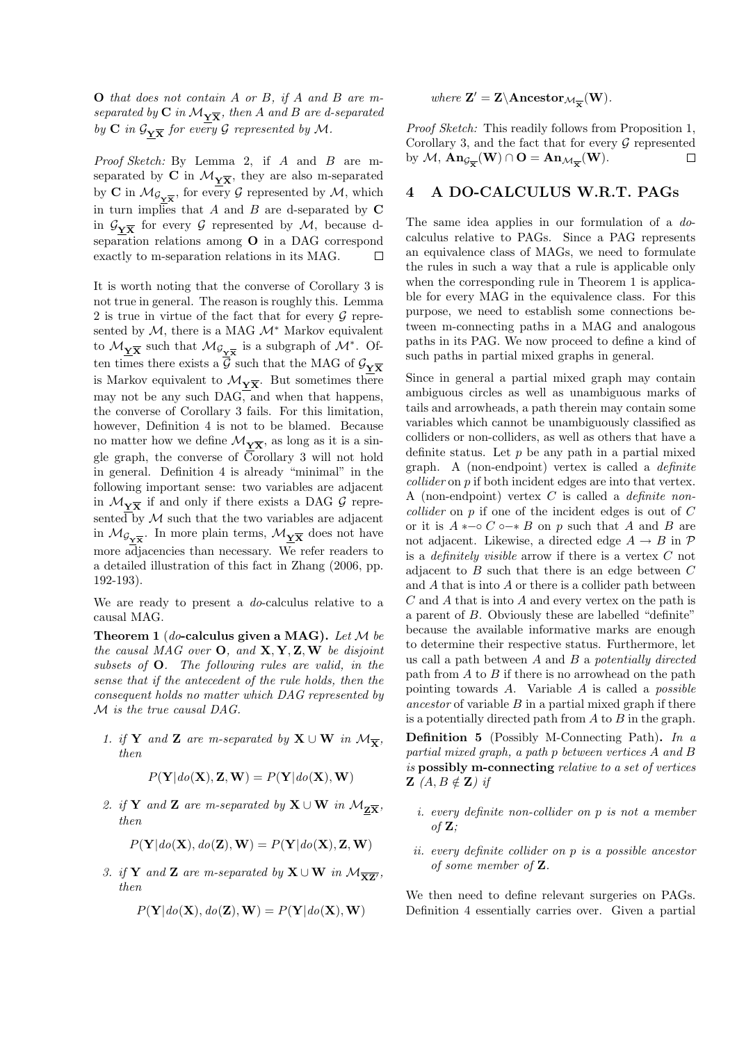**O** *that does not contain* $A$ *or* $B$*, if* $A$ *and* $B$ *are m-separated by* $\mathbf{C}$ *in* $\mathcal{M}_{\underline{\mathbf{Y}}\overline{\mathbf{X}}}$*, then* $A$ *and* $B$ *are d-separated by* $\mathbf{C}$ *in* $\mathcal{G}_{\underline{\mathbf{Y}}\overline{\mathbf{X}}}$ *for every* $\mathcal{G}$ *represented by* $\mathcal{M}$*.*

*Proof Sketch:* By Lemma 2, if $A$ and $B$ are m-separated by $\mathbf{C}$ in $\mathcal{M}_{\underline{\mathbf{Y}}\overline{\mathbf{X}}}$, they are also m-separated by $\mathbf{C}$ in $\mathcal{M}_{\mathcal{G}_{\underline{\mathbf{Y}}\overline{\mathbf{X}}}}$, for every $\mathcal{G}$ represented by $\mathcal{M}$, which in turn implies that $A$ and $B$ are d-separated by $\mathbf{C}$ in $\mathcal{G}_{\underline{\mathbf{Y}}\overline{\mathbf{X}}}$ for every $\mathcal{G}$ represented by $\mathcal{M}$, because d-separation relations among $\mathbf{O}$ in a DAG correspond exactly to m-separation relations in its MAG. □

It is worth noting that the converse of Corollary 3 is not true in general. The reason is roughly this. Lemma 2 is true in virtue of the fact that for every $\mathcal{G}$ represented by $\mathcal{M}$, there is a MAG $\mathcal{M}^*$ Markov equivalent to $\mathcal{M}_{\underline{\mathbf{Y}}\overline{\mathbf{X}}}$ such that $\mathcal{M}_{\mathcal{G}_{\underline{\mathbf{Y}}\overline{\mathbf{X}}}}$ is a subgraph of $\mathcal{M}^*$. Often times there exists a $\mathcal{G}$ such that the MAG of $\mathcal{G}_{\underline{\mathbf{Y}}\overline{\mathbf{X}}}$ is Markov equivalent to $\mathcal{M}_{\underline{\mathbf{Y}}\overline{\mathbf{X}}}$. But sometimes there may not be any such DAG, and when that happens, the converse of Corollary 3 fails. For this limitation, however, Definition 4 is not to be blamed. Because no matter how we define $\mathcal{M}_{\underline{\mathbf{Y}}\overline{\mathbf{X}}}$, as long as it is a single graph, the converse of Corollary 3 will not hold in general. Definition 4 is already "minimal" in the following important sense: two variables are adjacent in $\mathcal{M}_{\underline{\mathbf{Y}}\overline{\mathbf{X}}}$ if and only if there exists a DAG $\mathcal{G}$ represented by $\mathcal{M}$ such that the two variables are adjacent in $\mathcal{M}_{\mathcal{G}_{\underline{\mathbf{Y}}\overline{\mathbf{X}}}}$. In more plain terms, $\mathcal{M}_{\underline{\mathbf{Y}}\overline{\mathbf{X}}}$ does not have more adjacencies than necessary. We refer readers to a detailed illustration of this fact in Zhang (2006, pp. 192-193).

We are ready to present a *do*-calculus relative to a causal MAG.

**Theorem 1** (*do*-**calculus given a MAG).** *Let* $\mathcal{M}$ *be the causal MAG over* $\mathbf{O}$*, and* $\mathbf{X}, \mathbf{Y}, \mathbf{Z}, \mathbf{W}$ *be disjoint subsets of* $\mathbf{O}$*. The following rules are valid, in the sense that if the antecedent of the rule holds, then the consequent holds no matter which DAG represented by* $\mathcal{M}$ *is the true causal DAG.*

1. *if* $\mathbf{Y}$ *and* $\mathbf{Z}$ *are m-separated by* $\mathbf{X} \cup \mathbf{W}$ *in* $\mathcal{M}_{\overline{\mathbf{X}}}$*, then*

$$P(\mathbf{Y}|do(\mathbf{X}), \mathbf{Z}, \mathbf{W}) = P(\mathbf{Y}|do(\mathbf{X}), \mathbf{W})$$

2. *if* $\mathbf{Y}$ *and* $\mathbf{Z}$ *are m-separated by* $\mathbf{X} \cup \mathbf{W}$ *in* $\mathcal{M}_{\underline{\mathbf{Z}}\overline{\mathbf{X}}}$*, then*

$$P(\mathbf{Y}|do(\mathbf{X}), do(\mathbf{Z}), \mathbf{W}) = P(\mathbf{Y}|do(\mathbf{X}), \mathbf{Z}, \mathbf{W})$$

3. *if* $\mathbf{Y}$ *and* $\mathbf{Z}$ *are m-separated by* $\mathbf{X} \cup \mathbf{W}$ *in* $\mathcal{M}_{\overline{\mathbf{X}\mathbf{Z}'}}$*, then*

$$P(\mathbf{Y}|do(\mathbf{X}), do(\mathbf{Z}), \mathbf{W}) = P(\mathbf{Y}|do(\mathbf{X}), \mathbf{W})$$

*where* $\mathbf{Z}' = \mathbf{Z} \backslash \mathbf{Ancestor}_{\mathcal{M}_{\overline{\mathbf{X}}}}(\mathbf{W})$.

*Proof Sketch:* This readily follows from Proposition 1, Corollary 3, and the fact that for every $\mathcal{G}$ represented by $\mathcal{M}$, $\mathbf{An}_{\mathcal{G}_{\overline{\mathbf{X}}}}(\mathbf{W}) \cap \mathbf{O} = \mathbf{An}_{\mathcal{M}_{\overline{\mathbf{X}}}}(\mathbf{W})$. □

## 4 A DO-CALCULUS W.R.T. PAGs

The same idea applies in our formulation of a *do*-calculus relative to PAGs. Since a PAG represents an equivalence class of MAGs, we need to formulate the rules in such a way that a rule is applicable only when the corresponding rule in Theorem 1 is applicable for every MAG in the equivalence class. For this purpose, we need to establish some connections between m-connecting paths in a MAG and analogous paths in its PAG. We now proceed to define a kind of such paths in partial mixed graphs in general.

Since in general a partial mixed graph may contain ambiguous circles as well as unambiguous marks of tails and arrowheads, a path therein may contain some variables which cannot be unambiguously classified as colliders or non-colliders, as well as others that have a definite status. Let $p$ be any path in a partial mixed graph. A (non-endpoint) vertex is called a *definite collider* on $p$ if both incident edges are into that vertex. A (non-endpoint) vertex $C$ is called a *definite non-collider* on $p$ if one of the incident edges is out of $C$ or it is $A \ast\!\!-\!\!\circ\, C \circ\!\!-\!\!\ast B$ on $p$ such that $A$ and $B$ are not adjacent. Likewise, a directed edge $A \to B$ in $\mathcal{P}$ is a *definitely visible* arrow if there is a vertex $C$ not adjacent to $B$ such that there is an edge between $C$ and $A$ that is into $A$ or there is a collider path between $C$ and $A$ that is into $A$ and every vertex on the path is a parent of $B$. Obviously these are labelled "definite" because the available informative marks are enough to determine their respective status. Furthermore, let us call a path between $A$ and $B$ a *potentially directed* path from $A$ to $B$ if there is no arrowhead on the path pointing towards $A$. Variable $A$ is called a *possible ancestor* of variable $B$ in a partial mixed graph if there is a potentially directed path from $A$ to $B$ in the graph.

**Definition 5** (Possibly M-Connecting Path)**.** *In a partial mixed graph, a path* $p$ *between vertices* $A$ *and* $B$ *is* **possibly m-connecting** *relative to a set of vertices* $\mathbf{Z}$ *(*$A, B \notin \mathbf{Z}$*) if*

- *i. every definite non-collider on* $p$ *is not a member of* $\mathbf{Z}$*;*
- *ii. every definite collider on* $p$ *is a possible ancestor of some member of* $\mathbf{Z}$*.*

We then need to define relevant surgeries on PAGs. Definition 4 essentially carries over. Given a partial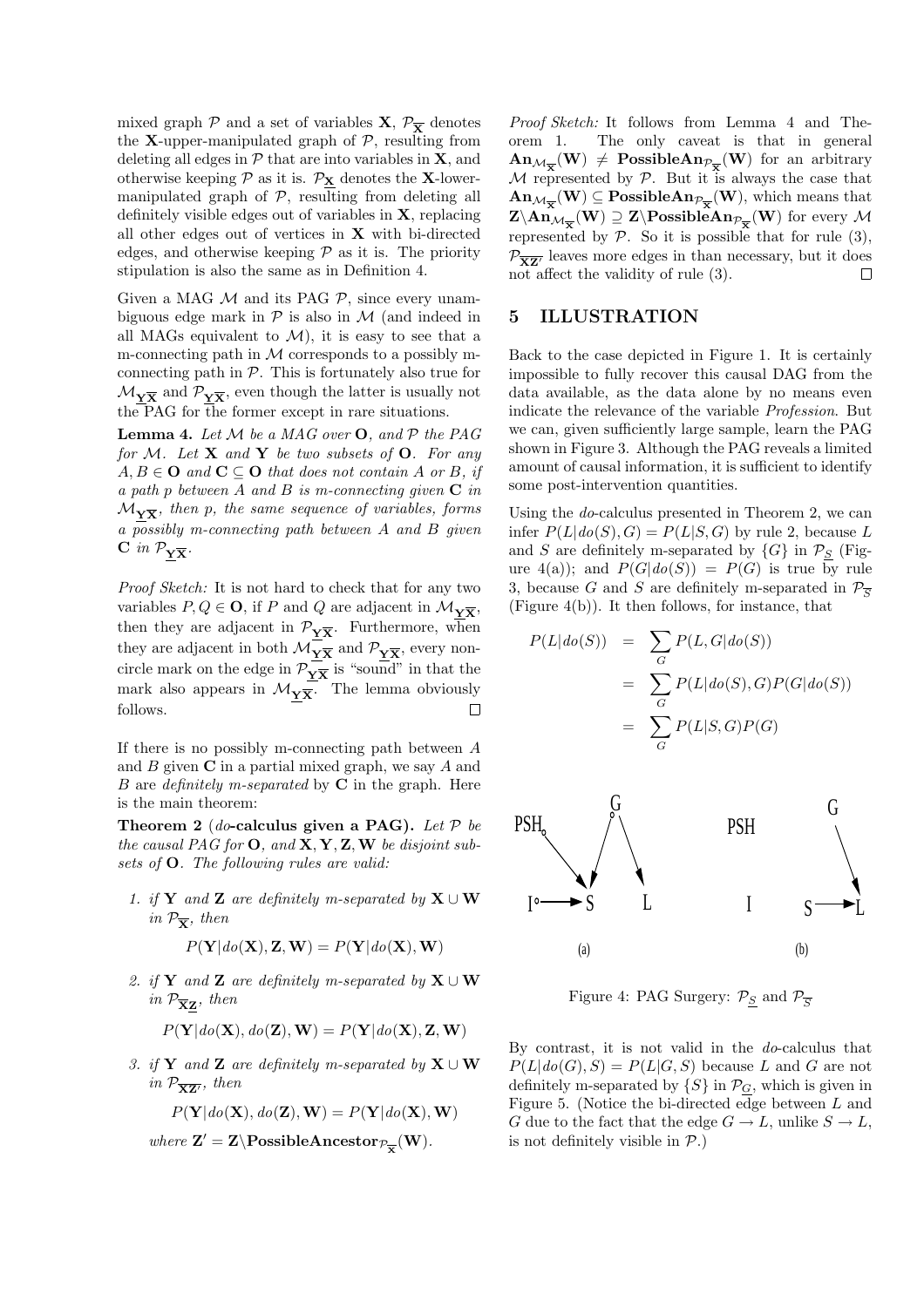mixed graph $\mathcal{P}$ and a set of variables $\mathbf{X}$, $\mathcal{P}_{\overline{\mathbf{X}}}$ denotes the **X**-upper-manipulated graph of $\mathcal{P}$, resulting from deleting all edges in $\mathcal{P}$ that are into variables in $\mathbf{X}$, and otherwise keeping $\mathcal{P}$ as it is. $\mathcal{P}_{\underline{\mathbf{X}}}$ denotes the **X**-lower-manipulated graph of $\mathcal{P}$, resulting from deleting all definitely visible edges out of variables in $\mathbf{X}$, replacing all other edges out of vertices in $\mathbf{X}$ with bi-directed edges, and otherwise keeping $\mathcal{P}$ as it is. The priority stipulation is also the same as in Definition 4.

Given a MAG $\mathcal{M}$ and its PAG $\mathcal{P}$, since every unambiguous edge mark in $\mathcal{P}$ is also in $\mathcal{M}$ (and indeed in all MAGs equivalent to $\mathcal{M}$), it is easy to see that a m-connecting path in $\mathcal{M}$ corresponds to a possibly m-connecting path in $\mathcal{P}$. This is fortunately also true for $\mathcal{M}_{\underline{\mathbf{Y}}\overline{\mathbf{X}}}$ and $\mathcal{P}_{\underline{\mathbf{Y}}\overline{\mathbf{X}}}$, even though the latter is usually not the PAG for the former except in rare situations.

**Lemma 4.** *Let $\mathcal{M}$ be a MAG over $\mathbf{O}$, and $\mathcal{P}$ the PAG for $\mathcal{M}$. Let $\mathbf{X}$ and $\mathbf{Y}$ be two subsets of $\mathbf{O}$. For any $A, B \in \mathbf{O}$ and $\mathbf{C} \subseteq \mathbf{O}$ that does not contain $A$ or $B$, if a path $p$ between $A$ and $B$ is m-connecting given $\mathbf{C}$ in $\mathcal{M}_{\underline{\mathbf{Y}}\overline{\mathbf{X}}}$, then $p$, the same sequence of variables, forms a possibly m-connecting path between $A$ and $B$ given $\mathbf{C}$ in $\mathcal{P}_{\underline{\mathbf{Y}}\overline{\mathbf{X}}}$.*

*Proof Sketch:* It is not hard to check that for any two variables $P, Q \in \mathbf{O}$, if $P$ and $Q$ are adjacent in $\mathcal{M}_{\underline{\mathbf{Y}}\overline{\mathbf{X}}}$, then they are adjacent in $\mathcal{P}_{\underline{\mathbf{Y}}\overline{\mathbf{X}}}$. Furthermore, when they are adjacent in both $\mathcal{M}_{\underline{\mathbf{Y}}\overline{\mathbf{X}}}$ and $\mathcal{P}_{\underline{\mathbf{Y}}\overline{\mathbf{X}}}$, every non-circle mark on the edge in $\mathcal{P}_{\underline{\mathbf{Y}}\overline{\mathbf{X}}}$ is "sound" in that the mark also appears in $\mathcal{M}_{\underline{\mathbf{Y}}\overline{\mathbf{X}}}$. The lemma obviously follows. □

If there is no possibly m-connecting path between $A$ and $B$ given $\mathbf{C}$ in a partial mixed graph, we say $A$ and $B$ are *definitely m-separated* by $\mathbf{C}$ in the graph. Here is the main theorem:

**Theorem 2** (*do*-**calculus given a PAG).** *Let $\mathcal{P}$ be the causal PAG for $\mathbf{O}$, and $\mathbf{X}, \mathbf{Y}, \mathbf{Z}, \mathbf{W}$ be disjoint subsets of $\mathbf{O}$. The following rules are valid:*

1. *if $\mathbf{Y}$ and $\mathbf{Z}$ are definitely m-separated by $\mathbf{X} \cup \mathbf{W}$ in $\mathcal{P}_{\overline{\mathbf{X}}}$, then*

$$P(\mathbf{Y}|do(\mathbf{X}), \mathbf{Z}, \mathbf{W}) = P(\mathbf{Y}|do(\mathbf{X}), \mathbf{W})$$

2. *if $\mathbf{Y}$ and $\mathbf{Z}$ are definitely m-separated by $\mathbf{X} \cup \mathbf{W}$ in $\mathcal{P}_{\overline{\mathbf{X}}\underline{\mathbf{Z}}}$, then*

$$P(\mathbf{Y}|do(\mathbf{X}), do(\mathbf{Z}), \mathbf{W}) = P(\mathbf{Y}|do(\mathbf{X}), \mathbf{Z}, \mathbf{W})$$

3. *if $\mathbf{Y}$ and $\mathbf{Z}$ are definitely m-separated by $\mathbf{X} \cup \mathbf{W}$ in $\mathcal{P}_{\overline{\mathbf{X}\mathbf{Z}'}}$, then*

$$P(\mathbf{Y}|do(\mathbf{X}), do(\mathbf{Z}), \mathbf{W}) = P(\mathbf{Y}|do(\mathbf{X}), \mathbf{W})$$

*where $\mathbf{Z}' = \mathbf{Z} \backslash \mathbf{PossibleAncestor}_{\mathcal{P}_{\overline{\mathbf{X}}}}(\mathbf{W})$.*

*Proof Sketch:* It follows from Lemma 4 and Theorem 1. The only caveat is that in general $\mathbf{An}_{\mathcal{M}_{\overline{\mathbf{X}}}}(\mathbf{W}) \neq \mathbf{PossibleAn}_{\mathcal{P}_{\overline{\mathbf{X}}}}(\mathbf{W})$ for an arbitrary $\mathcal{M}$ represented by $\mathcal{P}$. But it is always the case that $\mathbf{An}_{\mathcal{M}_{\overline{\mathbf{X}}}}(\mathbf{W}) \subseteq \mathbf{PossibleAn}_{\mathcal{P}_{\overline{\mathbf{X}}}}(\mathbf{W})$, which means that $\mathbf{Z} \backslash \mathbf{An}_{\mathcal{M}_{\overline{\mathbf{X}}}}(\mathbf{W}) \supseteq \mathbf{Z} \backslash \mathbf{PossibleAn}_{\mathcal{P}_{\overline{\mathbf{X}}}}(\mathbf{W})$ for every $\mathcal{M}$ represented by $\mathcal{P}$. So it is possible that for rule (3), $\mathcal{P}_{\overline{\mathbf{X}\mathbf{Z}'}}$ leaves more edges in than necessary, but it does not affect the validity of rule (3). □

## 5 ILLUSTRATION

Back to the case depicted in Figure 1. It is certainly impossible to fully recover this causal DAG from the data available, as the data alone by no means even indicate the relevance of the variable *Profession*. But we can, given sufficiently large sample, learn the PAG shown in Figure 3. Although the PAG reveals a limited amount of causal information, it is sufficient to identify some post-intervention quantities.

Using the *do*-calculus presented in Theorem 2, we can infer $P(L|do(S), G) = P(L|S, G)$ by rule 2, because $L$ and $S$ are definitely m-separated by $\{G\}$ in $\mathcal{P}_{\underline{S}}$ (Figure 4(a)); and $P(G|do(S)) = P(G)$ is true by rule 3, because $G$ and $S$ are definitely m-separated in $\mathcal{P}_{\overline{S}}$ (Figure 4(b)). It then follows, for instance, that

$$\begin{aligned} P(L|do(S)) &= \sum_G P(L, G|do(S)) \\ &= \sum_G P(L|do(S), G) P(G|do(S)) \\ &= \sum_G P(L|S, G) P(G) \end{aligned}$$

Figure 4: PAG Surgery: $\mathcal{P}_{\underline{S}}$ and $\mathcal{P}_{\overline{S}}$

By contrast, it is not valid in the *do*-calculus that $P(L|do(G), S) = P(L|G, S)$ because $L$ and $G$ are not definitely m-separated by $\{S\}$ in $\mathcal{P}_{\underline{G}}$, which is given in Figure 5. (Notice the bi-directed edge between $L$ and $G$ due to the fact that the edge $G \to L$, unlike $S \to L$, is not definitely visible in $\mathcal{P}$.)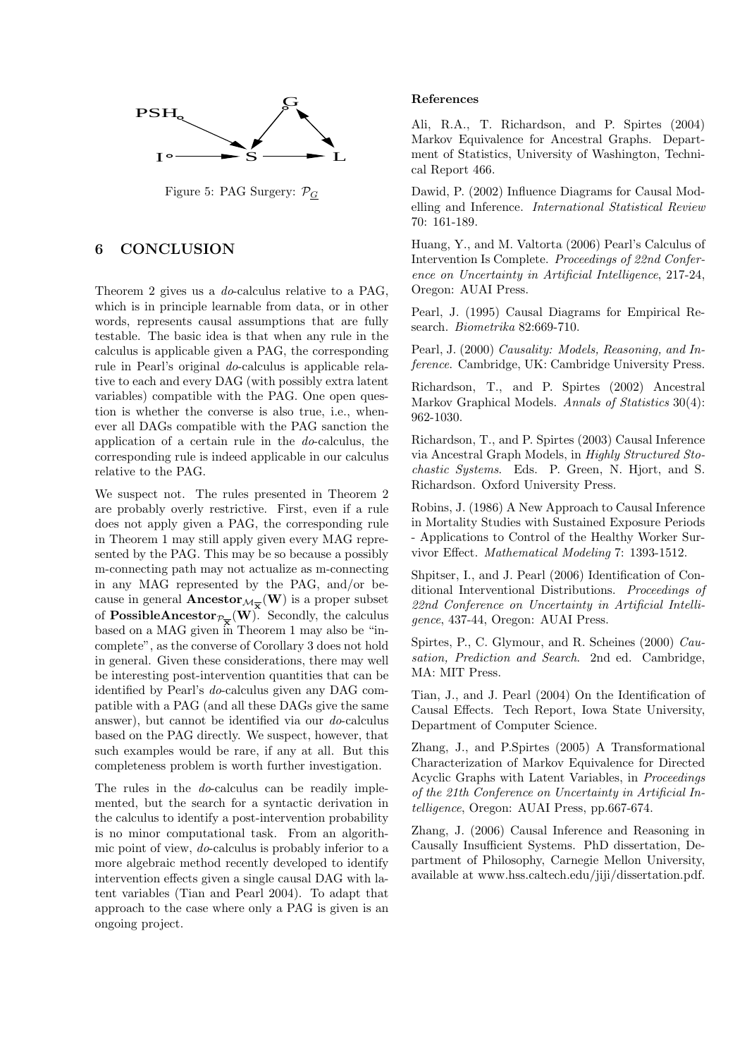PSH

G

I

S

L

Figure 5: PAG Surgery: $\mathcal{P}_{\underline{G}}$

## 6 CONCLUSION

Theorem 2 gives us a *do*-calculus relative to a PAG, which is in principle learnable from data, or in other words, represents causal assumptions that are fully testable. The basic idea is that when any rule in the calculus is applicable given a PAG, the corresponding rule in Pearl's original *do*-calculus is applicable relative to each and every DAG (with possibly extra latent variables) compatible with the PAG. One open question is whether the converse is also true, i.e., whenever all DAGs compatible with the PAG sanction the application of a certain rule in the *do*-calculus, the corresponding rule is indeed applicable in our calculus relative to the PAG.

We suspect not. The rules presented in Theorem 2 are probably overly restrictive. First, even if a rule does not apply given a PAG, the corresponding rule in Theorem 1 may still apply given every MAG represented by the PAG. This may be so because a possibly m-connecting path may not actualize as m-connecting in any MAG represented by the PAG, and/or because in general $\mathbf{Ancestor}_{\mathcal{M}_{\overline{\mathbf{X}}}}(\mathbf{W})$ is a proper subset of $\mathbf{PossibleAncestor}_{\mathcal{P}_{\overline{\mathbf{X}}}}(\mathbf{W})$. Secondly, the calculus based on a MAG given in Theorem 1 may also be "incomplete", as the converse of Corollary 3 does not hold in general. Given these considerations, there may well be interesting post-intervention quantities that can be identified by Pearl's *do*-calculus given any DAG compatible with a PAG (and all these DAGs give the same answer), but cannot be identified via our *do*-calculus based on the PAG directly. We suspect, however, that such examples would be rare, if any at all. But this completeness problem is worth further investigation.

The rules in the *do*-calculus can be readily implemented, but the search for a syntactic derivation in the calculus to identify a post-intervention probability is no minor computational task. From an algorithmic point of view, *do*-calculus is probably inferior to a more algebraic method recently developed to identify intervention effects given a single causal DAG with latent variables (Tian and Pearl 2004). To adapt that approach to the case where only a PAG is given is an ongoing project.

### References

Ali, R.A., T. Richardson, and P. Spirtes (2004) Markov Equivalence for Ancestral Graphs. Department of Statistics, University of Washington, Technical Report 466.

Dawid, P. (2002) Influence Diagrams for Causal Modelling and Inference. *International Statistical Review* 70: 161-189.

Huang, Y., and M. Valtorta (2006) Pearl's Calculus of Intervention Is Complete. *Proceedings of 22nd Conference on Uncertainty in Artificial Intelligence*, 217-24, Oregon: AUAI Press.

Pearl, J. (1995) Causal Diagrams for Empirical Research. *Biometrika* 82:669-710.

Pearl, J. (2000) *Causality: Models, Reasoning, and Inference*. Cambridge, UK: Cambridge University Press.

Richardson, T., and P. Spirtes (2002) Ancestral Markov Graphical Models. *Annals of Statistics* 30(4): 962-1030.

Richardson, T., and P. Spirtes (2003) Causal Inference via Ancestral Graph Models, in *Highly Structured Stochastic Systems*. Eds. P. Green, N. Hjort, and S. Richardson. Oxford University Press.

Robins, J. (1986) A New Approach to Causal Inference in Mortality Studies with Sustained Exposure Periods - Applications to Control of the Healthy Worker Survivor Effect. *Mathematical Modeling* 7: 1393-1512.

Shpitser, I., and J. Pearl (2006) Identification of Conditional Interventional Distributions. *Proceedings of 22nd Conference on Uncertainty in Artificial Intelligence*, 437-44, Oregon: AUAI Press.

Spirtes, P., C. Glymour, and R. Scheines (2000) *Causation, Prediction and Search*. 2nd ed. Cambridge, MA: MIT Press.

Tian, J., and J. Pearl (2004) On the Identification of Causal Effects. Tech Report, Iowa State University, Department of Computer Science.

Zhang, J., and P.Spirtes (2005) A Transformational Characterization of Markov Equivalence for Directed Acyclic Graphs with Latent Variables, in *Proceedings of the 21th Conference on Uncertainty in Artificial Intelligence*, Oregon: AUAI Press, pp.667-674.

Zhang, J. (2006) Causal Inference and Reasoning in Causally Insufficient Systems. PhD dissertation, Department of Philosophy, Carnegie Mellon University, available at www.hss.caltech.edu/jiji/dissertation.pdf.